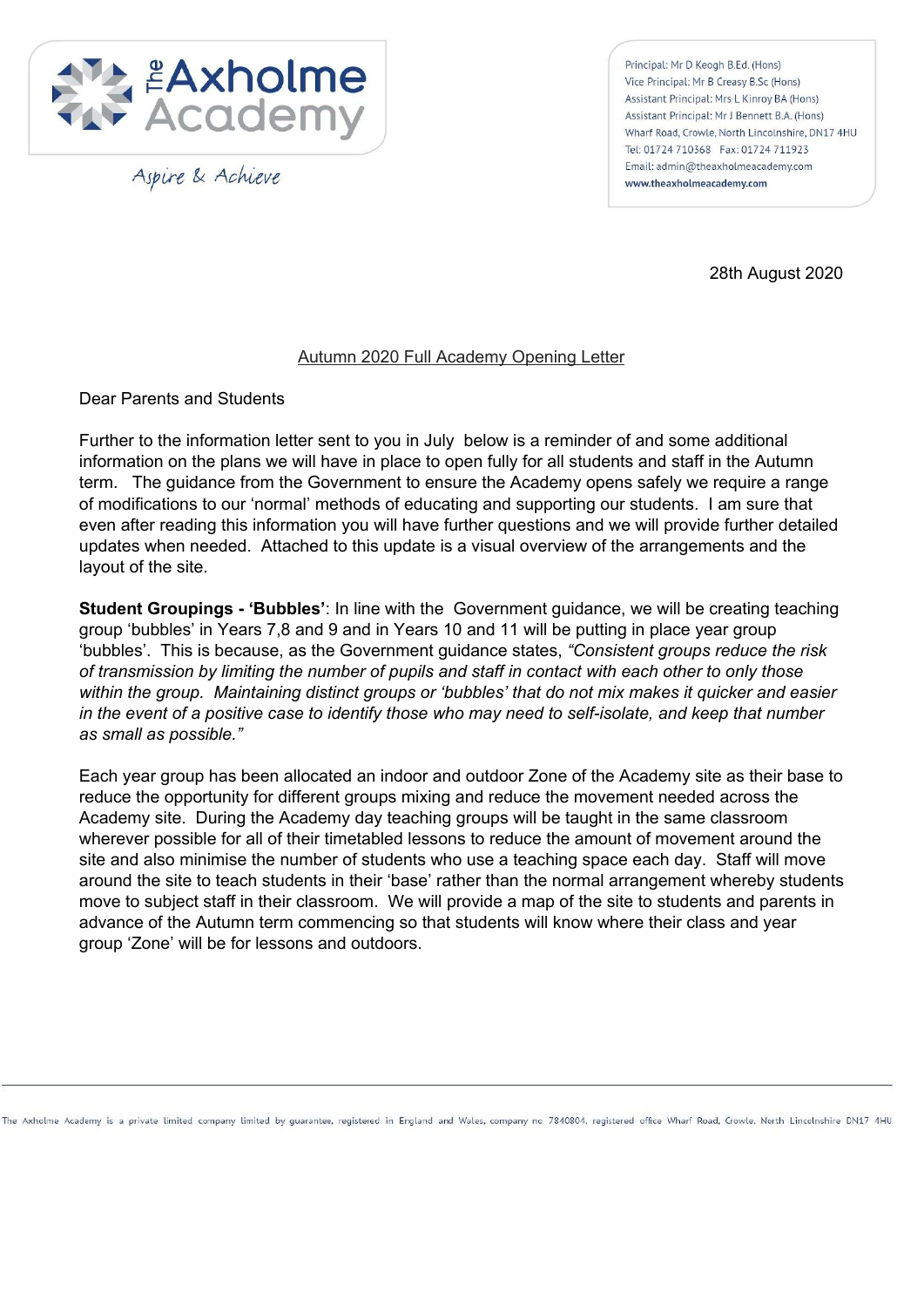The Axholme Academy

Aspire & Achieve

Principal: Mr D Keogh B.Ed. (Hons)
Vice Principal: Mr B Creasy B.Sc (Hons)
Assistant Principal: Mrs L Kinroy BA (Hons)
Assistant Principal: Mr J Bennett B.A. (Hons)
Wharf Road, Crowle, North Lincolnshire, DN17 4HU
Tel: 01724 710368 Fax: 01724 711923
Email: admin@theaxholmeacademy.com
www.theaxholmeacademy.com

28th August 2020

Autumn 2020 Full Academy Opening Letter

Dear Parents and Students

Further to the information letter sent to you in July below is a reminder of and some additional information on the plans we will have in place to open fully for all students and staff in the Autumn term. The guidance from the Government to ensure the Academy opens safely we require a range of modifications to our 'normal' methods of educating and supporting our students. I am sure that even after reading this information you will have further questions and we will provide further detailed updates when needed. Attached to this update is a visual overview of the arrangements and the layout of the site.

**Student Groupings - 'Bubbles'**: In line with the Government guidance, we will be creating teaching group 'bubbles' in Years 7,8 and 9 and in Years 10 and 11 will be putting in place year group 'bubbles'. This is because, as the Government guidance states, *"Consistent groups reduce the risk of transmission by limiting the number of pupils and staff in contact with each other to only those within the group. Maintaining distinct groups or 'bubbles' that do not mix makes it quicker and easier in the event of a positive case to identify those who may need to self-isolate, and keep that number as small as possible."*

Each year group has been allocated an indoor and outdoor Zone of the Academy site as their base to reduce the opportunity for different groups mixing and reduce the movement needed across the Academy site. During the Academy day teaching groups will be taught in the same classroom wherever possible for all of their timetabled lessons to reduce the amount of movement around the site and also minimise the number of students who use a teaching space each day. Staff will move around the site to teach students in their 'base' rather than the normal arrangement whereby students move to subject staff in their classroom. We will provide a map of the site to students and parents in advance of the Autumn term commencing so that students will know where their class and year group 'Zone' will be for lessons and outdoors.

The Axholme Academy is a private limited company limited by guarantee, registered in England and Wales, company no 7840804, registered office Wharf Road, Crowle, North Lincolnshire DN17 4HU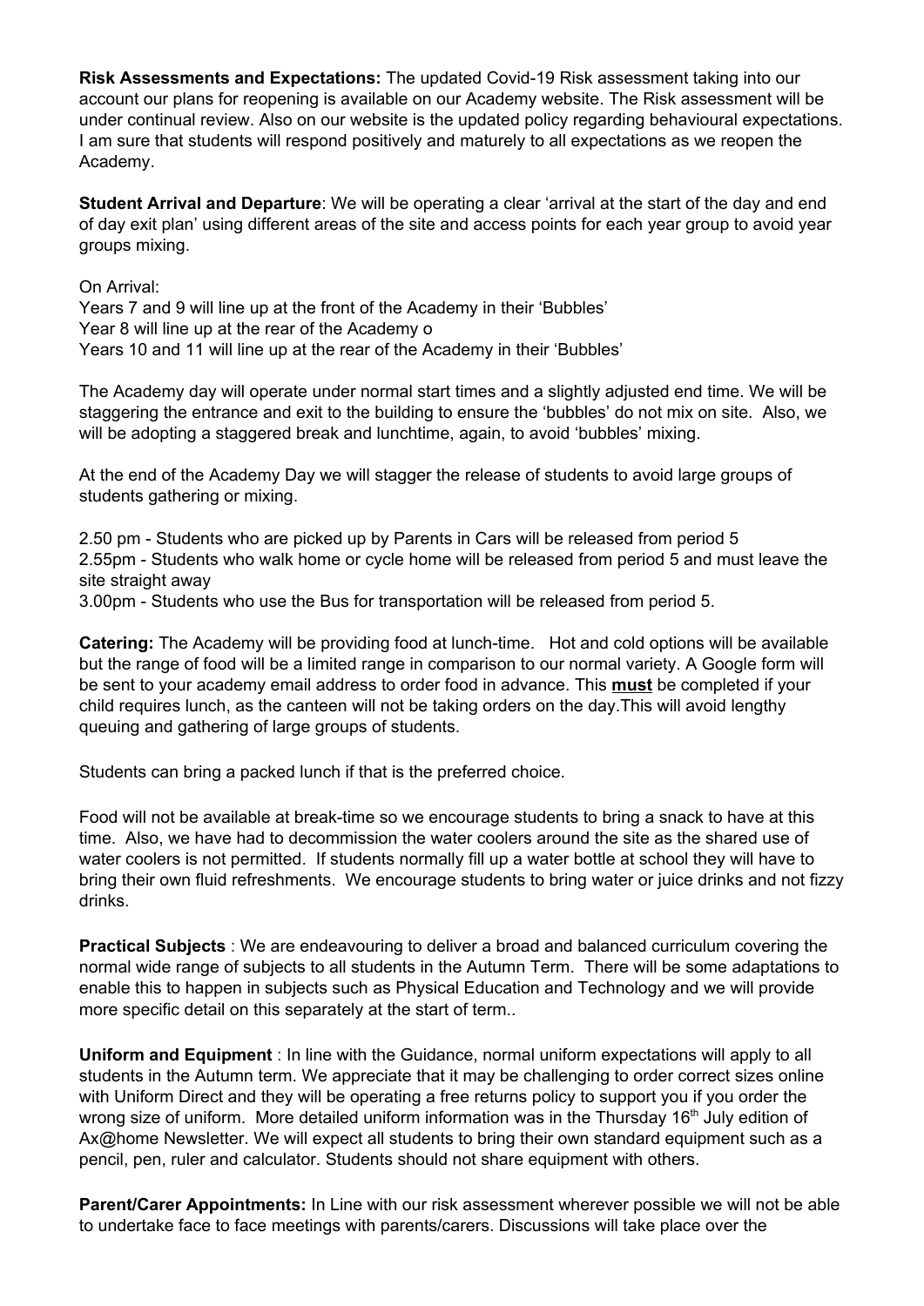**Risk Assessments and Expectations:** The updated Covid-19 Risk assessment taking into our account our plans for reopening is available on our Academy website. The Risk assessment will be under continual review. Also on our website is the updated policy regarding behavioural expectations. I am sure that students will respond positively and maturely to all expectations as we reopen the Academy.

**Student Arrival and Departure**: We will be operating a clear 'arrival at the start of the day and end of day exit plan' using different areas of the site and access points for each year group to avoid year groups mixing.

On Arrival:
Years 7 and 9 will line up at the front of the Academy in their 'Bubbles'
Year 8 will line up at the rear of the Academy o
Years 10 and 11 will line up at the rear of the Academy in their 'Bubbles'

The Academy day will operate under normal start times and a slightly adjusted end time. We will be staggering the entrance and exit to the building to ensure the 'bubbles' do not mix on site. Also, we will be adopting a staggered break and lunchtime, again, to avoid 'bubbles' mixing.

At the end of the Academy Day we will stagger the release of students to avoid large groups of students gathering or mixing.

2.50 pm - Students who are picked up by Parents in Cars will be released from period 5
2.55pm - Students who walk home or cycle home will be released from period 5 and must leave the site straight away
3.00pm - Students who use the Bus for transportation will be released from period 5.

**Catering:** The Academy will be providing food at lunch-time. Hot and cold options will be available but the range of food will be a limited range in comparison to our normal variety. A Google form will be sent to your academy email address to order food in advance. This **must** be completed if your child requires lunch, as the canteen will not be taking orders on the day.This will avoid lengthy queuing and gathering of large groups of students.

Students can bring a packed lunch if that is the preferred choice.

Food will not be available at break-time so we encourage students to bring a snack to have at this time. Also, we have had to decommission the water coolers around the site as the shared use of water coolers is not permitted. If students normally fill up a water bottle at school they will have to bring their own fluid refreshments. We encourage students to bring water or juice drinks and not fizzy drinks.

**Practical Subjects** : We are endeavouring to deliver a broad and balanced curriculum covering the normal wide range of subjects to all students in the Autumn Term. There will be some adaptations to enable this to happen in subjects such as Physical Education and Technology and we will provide more specific detail on this separately at the start of term..

**Uniform and Equipment** : In line with the Guidance, normal uniform expectations will apply to all students in the Autumn term. We appreciate that it may be challenging to order correct sizes online with Uniform Direct and they will be operating a free returns policy to support you if you order the wrong size of uniform. More detailed uniform information was in the Thursday 16th July edition of Ax@home Newsletter. We will expect all students to bring their own standard equipment such as a pencil, pen, ruler and calculator. Students should not share equipment with others.

**Parent/Carer Appointments:** In Line with our risk assessment wherever possible we will not be able to undertake face to face meetings with parents/carers. Discussions will take place over the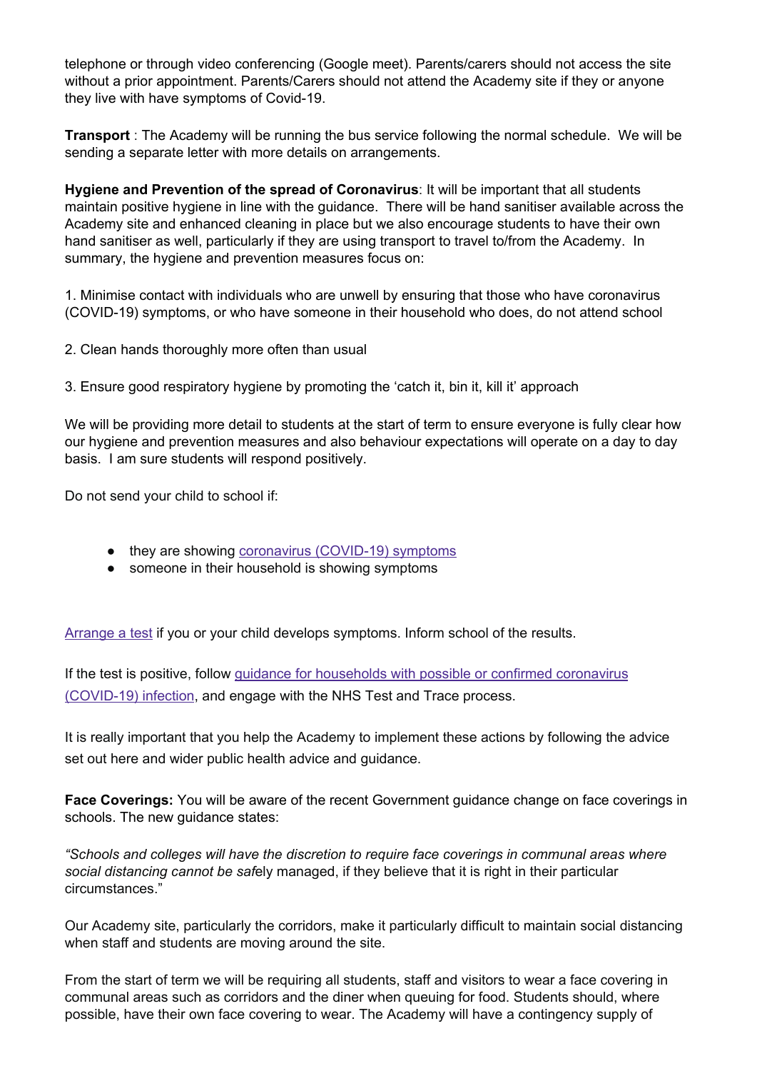telephone or through video conferencing (Google meet). Parents/carers should not access the site without a prior appointment. Parents/Carers should not attend the Academy site if they or anyone they live with have symptoms of Covid-19.

**Transport** : The Academy will be running the bus service following the normal schedule. We will be sending a separate letter with more details on arrangements.

**Hygiene and Prevention of the spread of Coronavirus**: It will be important that all students maintain positive hygiene in line with the guidance. There will be hand sanitiser available across the Academy site and enhanced cleaning in place but we also encourage students to have their own hand sanitiser as well, particularly if they are using transport to travel to/from the Academy. In summary, the hygiene and prevention measures focus on:

1. Minimise contact with individuals who are unwell by ensuring that those who have coronavirus (COVID-19) symptoms, or who have someone in their household who does, do not attend school

2. Clean hands thoroughly more often than usual

3. Ensure good respiratory hygiene by promoting the 'catch it, bin it, kill it' approach

We will be providing more detail to students at the start of term to ensure everyone is fully clear how our hygiene and prevention measures and also behaviour expectations will operate on a day to day basis. I am sure students will respond positively.

Do not send your child to school if:

- they are showing coronavirus (COVID-19) symptoms
- someone in their household is showing symptoms

Arrange a test if you or your child develops symptoms. Inform school of the results.

If the test is positive, follow guidance for households with possible or confirmed coronavirus (COVID-19) infection, and engage with the NHS Test and Trace process.

It is really important that you help the Academy to implement these actions by following the advice set out here and wider public health advice and guidance.

**Face Coverings:** You will be aware of the recent Government guidance change on face coverings in schools. The new guidance states:

*"Schools and colleges will have the discretion to require face coverings in communal areas where social distancing cannot be saf*ely managed, if they believe that it is right in their particular circumstances."

Our Academy site, particularly the corridors, make it particularly difficult to maintain social distancing when staff and students are moving around the site.

From the start of term we will be requiring all students, staff and visitors to wear a face covering in communal areas such as corridors and the diner when queuing for food. Students should, where possible, have their own face covering to wear. The Academy will have a contingency supply of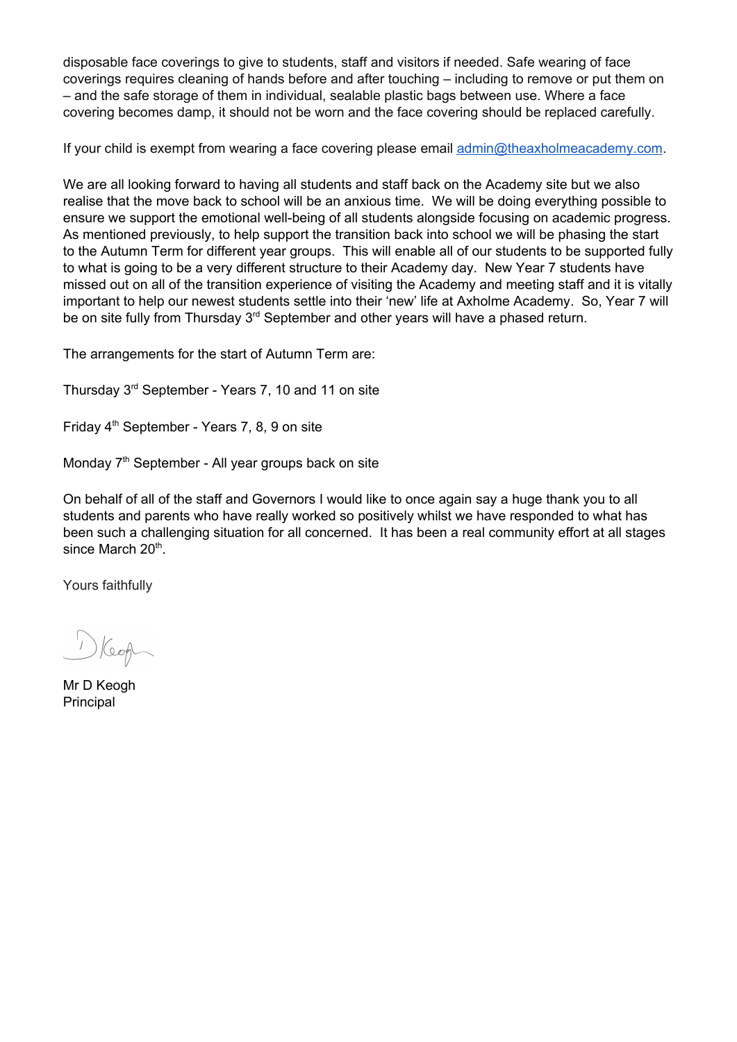disposable face coverings to give to students, staff and visitors if needed. Safe wearing of face coverings requires cleaning of hands before and after touching – including to remove or put them on – and the safe storage of them in individual, sealable plastic bags between use. Where a face covering becomes damp, it should not be worn and the face covering should be replaced carefully.

If your child is exempt from wearing a face covering please email admin@theaxholmeacademy.com.

We are all looking forward to having all students and staff back on the Academy site but we also realise that the move back to school will be an anxious time. We will be doing everything possible to ensure we support the emotional well-being of all students alongside focusing on academic progress. As mentioned previously, to help support the transition back into school we will be phasing the start to the Autumn Term for different year groups. This will enable all of our students to be supported fully to what is going to be a very different structure to their Academy day. New Year 7 students have missed out on all of the transition experience of visiting the Academy and meeting staff and it is vitally important to help our newest students settle into their 'new' life at Axholme Academy. So, Year 7 will be on site fully from Thursday 3rd September and other years will have a phased return.

The arrangements for the start of Autumn Term are:

Thursday 3rd September - Years 7, 10 and 11 on site

Friday 4th September - Years 7, 8, 9 on site

Monday 7th September - All year groups back on site

On behalf of all of the staff and Governors I would like to once again say a huge thank you to all students and parents who have really worked so positively whilst we have responded to what has been such a challenging situation for all concerned. It has been a real community effort at all stages since March 20th.

Yours faithfully

D Keogh

Mr D Keogh
Principal